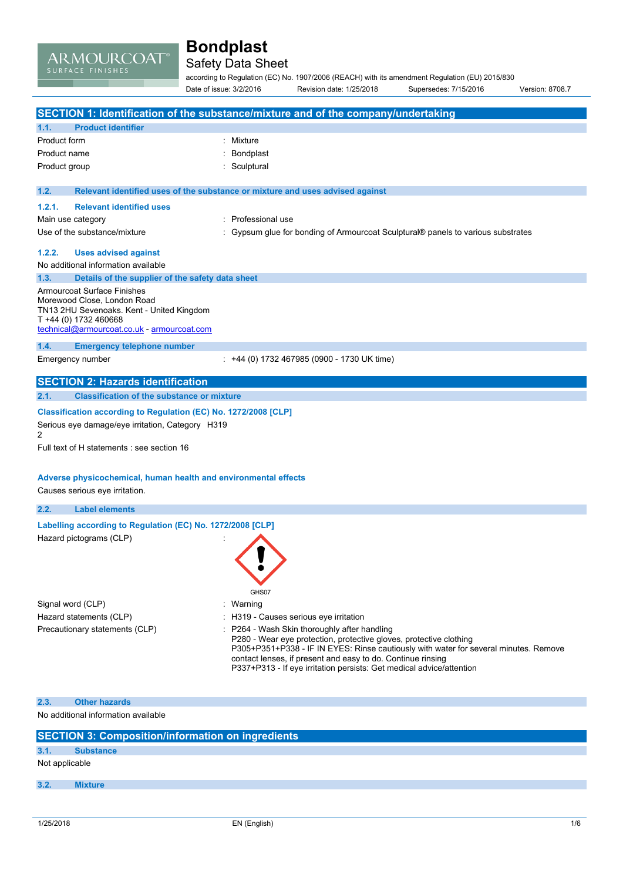# Bondplast

## Safety Data Sheet

according to Regulation (EC) No. 1907/2006 (REACH) with its amendment Regulation (EU) 2015/830

Date of issue: 3/2/2016 | Revision date: 1/25/2018 | Supersedes: 7/15/2016 | Version: 8708.7

## SECTION 1: Identification of the substance/mixture and of the company/undertaking

### 1.1. Product identifier

Product form : Mixture

Product name : Bondplast

Product group : Sculptural

### 1.2. Relevant identified uses of the substance or mixture and uses advised against

#### 1.2.1. Relevant identified uses

Main use category : Professional use

Use of the substance/mixture : Gypsum glue for bonding of Armourcoat Sculptural® panels to various substrates

#### 1.2.2. Uses advised against

No additional information available

### 1.3. Details of the supplier of the safety data sheet

Armourcoat Surface Finishes
Morewood Close, London Road
TN13 2HU Sevenoaks. Kent - United Kingdom
T +44 (0) 1732 460668
technical@armourcoat.co.uk - armourcoat.com

### 1.4. Emergency telephone number

Emergency number : +44 (0) 1732 467985 (0900 - 1730 UK time)

## SECTION 2: Hazards identification

### 2.1. Classification of the substance or mixture

**Classification according to Regulation (EC) No. 1272/2008 [CLP]**

Serious eye damage/eye irritation, Category 2 H319

Full text of H statements : see section 16

**Adverse physicochemical, human health and environmental effects**

Causes serious eye irritation.

### 2.2. Label elements

**Labelling according to Regulation (EC) No. 1272/2008 [CLP]**

Hazard pictograms (CLP) :

GHS07

Signal word (CLP) : Warning

Hazard statements (CLP) : H319 - Causes serious eye irritation

Precautionary statements (CLP) : P264 - Wash Skin thoroughly after handling
P280 - Wear eye protection, protective gloves, protective clothing
P305+P351+P338 - IF IN EYES: Rinse cautiously with water for several minutes. Remove contact lenses, if present and easy to do. Continue rinsing
P337+P313 - If eye irritation persists: Get medical advice/attention

### 2.3. Other hazards

No additional information available

## SECTION 3: Composition/information on ingredients

### 3.1. Substance

Not applicable

### 3.2. Mixture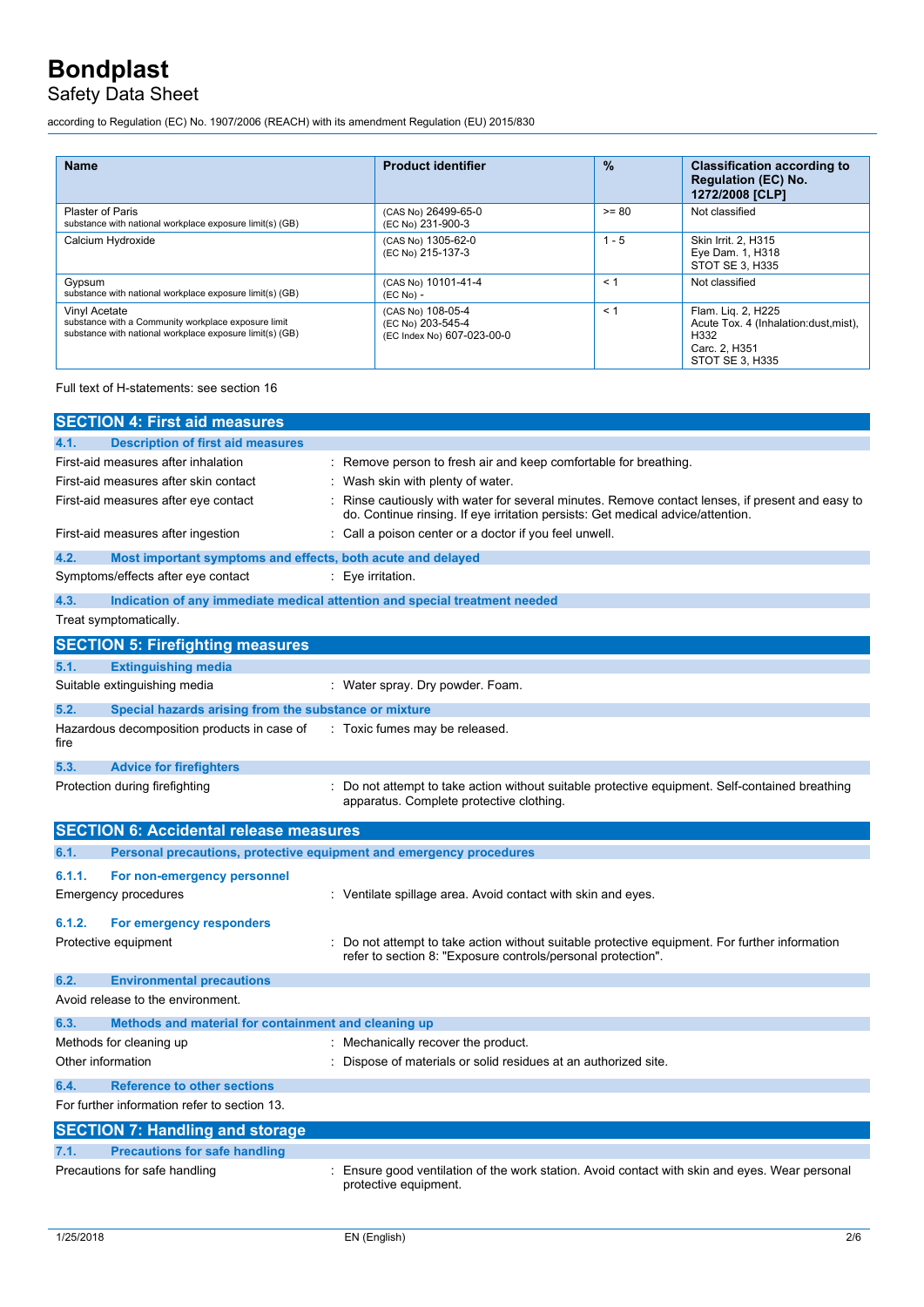| Name | Product identifier | % | Classification according to Regulation (EC) No. 1272/2008 [CLP] |
|---|---|---|---|
| Plaster of Paris<br>substance with national workplace exposure limit(s) (GB) | (CAS No) 26499-65-0<br>(EC No) 231-900-3 | >= 80 | Not classified |
| Calcium Hydroxide | (CAS No) 1305-62-0<br>(EC No) 215-137-3 | 1 - 5 | Skin Irrit. 2, H315<br>Eye Dam. 1, H318<br>STOT SE 3, H335 |
| Gypsum<br>substance with national workplace exposure limit(s) (GB) | (CAS No) 10101-41-4<br>(EC No) - | < 1 | Not classified |
| Vinyl Acetate<br>substance with a Community workplace exposure limit<br>substance with national workplace exposure limit(s) (GB) | (CAS No) 108-05-4<br>(EC No) 203-545-4<br>(EC Index No) 607-023-00-0 | < 1 | Flam. Liq. 2, H225<br>Acute Tox. 4 (Inhalation:dust,mist), H332<br>Carc. 2, H351<br>STOT SE 3, H335 |

Full text of H-statements: see section 16

## SECTION 4: First aid measures

### 4.1. Description of first aid measures

First-aid measures after inhalation : Remove person to fresh air and keep comfortable for breathing.

First-aid measures after skin contact : Wash skin with plenty of water.

First-aid measures after eye contact : Rinse cautiously with water for several minutes. Remove contact lenses, if present and easy to do. Continue rinsing. If eye irritation persists: Get medical advice/attention.

First-aid measures after ingestion : Call a poison center or a doctor if you feel unwell.

### 4.2. Most important symptoms and effects, both acute and delayed

Symptoms/effects after eye contact : Eye irritation.

### 4.3. Indication of any immediate medical attention and special treatment needed

Treat symptomatically.

## SECTION 5: Firefighting measures

### 5.1. Extinguishing media

Suitable extinguishing media : Water spray. Dry powder. Foam.

### 5.2. Special hazards arising from the substance or mixture

Hazardous decomposition products in case of fire : Toxic fumes may be released.

### 5.3. Advice for firefighters

Protection during firefighting : Do not attempt to take action without suitable protective equipment. Self-contained breathing apparatus. Complete protective clothing.

## SECTION 6: Accidental release measures

### 6.1. Personal precautions, protective equipment and emergency procedures

#### 6.1.1. For non-emergency personnel

Emergency procedures : Ventilate spillage area. Avoid contact with skin and eyes.

#### 6.1.2. For emergency responders

Protective equipment : Do not attempt to take action without suitable protective equipment. For further information refer to section 8: "Exposure controls/personal protection".

### 6.2. Environmental precautions

Avoid release to the environment.

### 6.3. Methods and material for containment and cleaning up

Methods for cleaning up : Mechanically recover the product.

Other information : Dispose of materials or solid residues at an authorized site.

### 6.4. Reference to other sections

For further information refer to section 13.

## SECTION 7: Handling and storage

### 7.1. Precautions for safe handling

Precautions for safe handling : Ensure good ventilation of the work station. Avoid contact with skin and eyes. Wear personal protective equipment.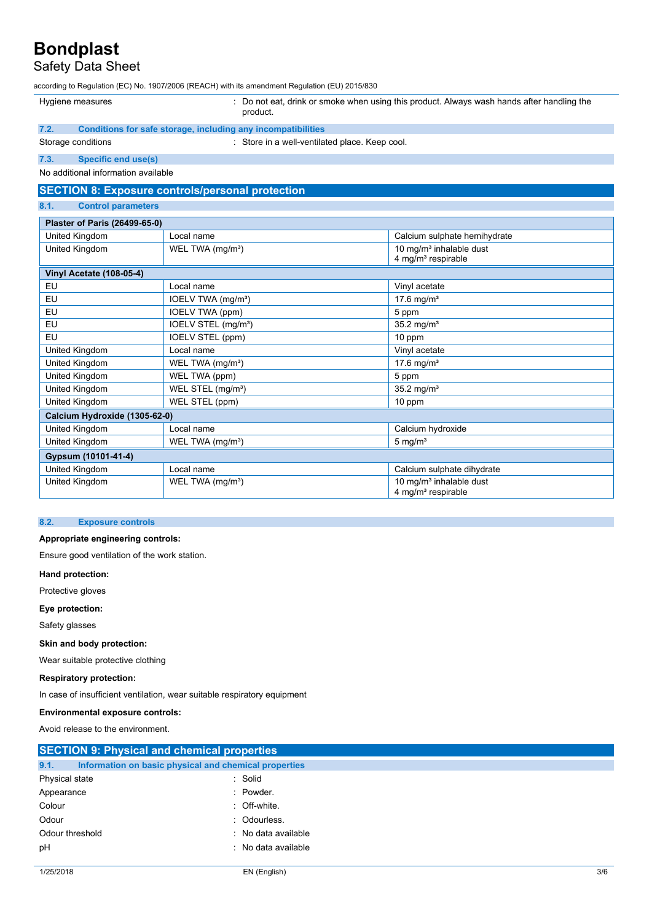| | |
|---|---|
| Hygiene measures | : Do not eat, drink or smoke when using this product. Always wash hands after handling the product. |

### 7.2. Conditions for safe storage, including any incompatibilities

| | |
|---|---|
| Storage conditions | : Store in a well-ventilated place. Keep cool. |

### 7.3. Specific end use(s)

No additional information available

## SECTION 8: Exposure controls/personal protection

### 8.1. Control parameters

| Plaster of Paris (26499-65-0) | | |
|---|---|---|
| United Kingdom | Local name | Calcium sulphate hemihydrate |
| United Kingdom | WEL TWA (mg/m³) | 10 mg/m³ inhalable dust<br>4 mg/m³ respirable |
| **Vinyl Acetate (108-05-4)** | | |
| EU | Local name | Vinyl acetate |
| EU | IOELV TWA (mg/m³) | 17.6 mg/m³ |
| EU | IOELV TWA (ppm) | 5 ppm |
| EU | IOELV STEL (mg/m³) | 35.2 mg/m³ |
| EU | IOELV STEL (ppm) | 10 ppm |
| United Kingdom | Local name | Vinyl acetate |
| United Kingdom | WEL TWA (mg/m³) | 17.6 mg/m³ |
| United Kingdom | WEL TWA (ppm) | 5 ppm |
| United Kingdom | WEL STEL (mg/m³) | 35.2 mg/m³ |
| United Kingdom | WEL STEL (ppm) | 10 ppm |
| **Calcium Hydroxide (1305-62-0)** | | |
| United Kingdom | Local name | Calcium hydroxide |
| United Kingdom | WEL TWA (mg/m³) | 5 mg/m³ |
| **Gypsum (10101-41-4)** | | |
| United Kingdom | Local name | Calcium sulphate dihydrate |
| United Kingdom | WEL TWA (mg/m³) | 10 mg/m³ inhalable dust<br>4 mg/m³ respirable |

### 8.2. Exposure controls

**Appropriate engineering controls:**

Ensure good ventilation of the work station.

**Hand protection:**

Protective gloves

**Eye protection:**

Safety glasses

**Skin and body protection:**

Wear suitable protective clothing

**Respiratory protection:**

In case of insufficient ventilation, wear suitable respiratory equipment

**Environmental exposure controls:**

Avoid release to the environment.

## SECTION 9: Physical and chemical properties

### 9.1. Information on basic physical and chemical properties

| | |
|---|---|
| Physical state | : Solid |
| Appearance | : Powder. |
| Colour | : Off-white. |
| Odour | : Odourless. |
| Odour threshold | : No data available |
| pH | : No data available |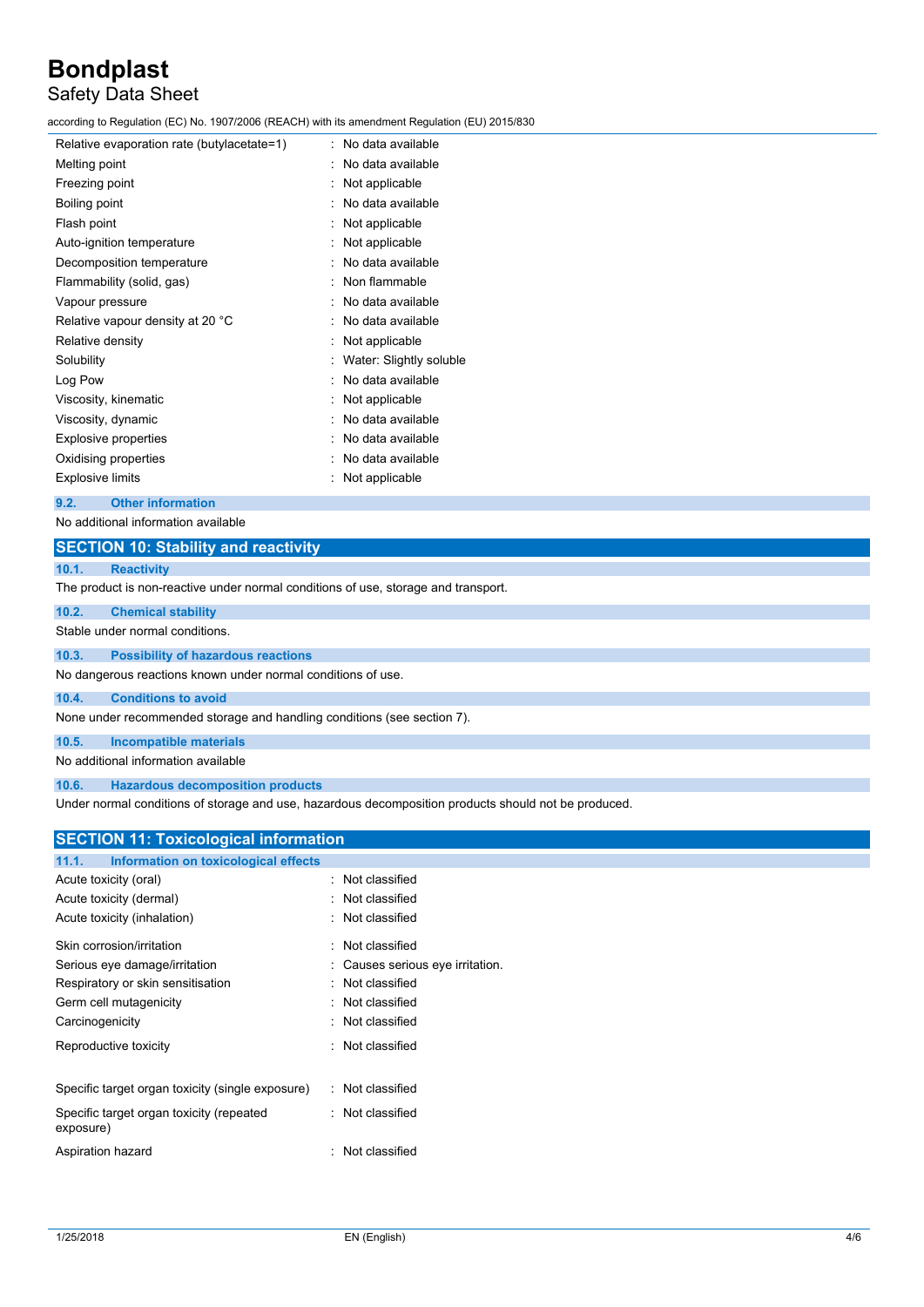| | |
|---|---|
| Relative evaporation rate (butylacetate=1) | : No data available |
| Melting point | : No data available |
| Freezing point | : Not applicable |
| Boiling point | : No data available |
| Flash point | : Not applicable |
| Auto-ignition temperature | : Not applicable |
| Decomposition temperature | : No data available |
| Flammability (solid, gas) | : Non flammable |
| Vapour pressure | : No data available |
| Relative vapour density at 20 °C | : No data available |
| Relative density | : Not applicable |
| Solubility | : Water: Slightly soluble |
| Log Pow | : No data available |
| Viscosity, kinematic | : Not applicable |
| Viscosity, dynamic | : No data available |
| Explosive properties | : No data available |
| Oxidising properties | : No data available |
| Explosive limits | : Not applicable |

### 9.2. Other information

No additional information available

## SECTION 10: Stability and reactivity

### 10.1. Reactivity

The product is non-reactive under normal conditions of use, storage and transport.

### 10.2. Chemical stability

Stable under normal conditions.

### 10.3. Possibility of hazardous reactions

No dangerous reactions known under normal conditions of use.

### 10.4. Conditions to avoid

None under recommended storage and handling conditions (see section 7).

### 10.5. Incompatible materials

No additional information available

### 10.6. Hazardous decomposition products

Under normal conditions of storage and use, hazardous decomposition products should not be produced.

## SECTION 11: Toxicological information

### 11.1. Information on toxicological effects

| | |
|---|---|
| Acute toxicity (oral) | : Not classified |
| Acute toxicity (dermal) | : Not classified |
| Acute toxicity (inhalation) | : Not classified |
| Skin corrosion/irritation | : Not classified |
| Serious eye damage/irritation | : Causes serious eye irritation. |
| Respiratory or skin sensitisation | : Not classified |
| Germ cell mutagenicity | : Not classified |
| Carcinogenicity | : Not classified |
| Reproductive toxicity | : Not classified |
| Specific target organ toxicity (single exposure) | : Not classified |
| Specific target organ toxicity (repeated exposure) | : Not classified |
| Aspiration hazard | : Not classified |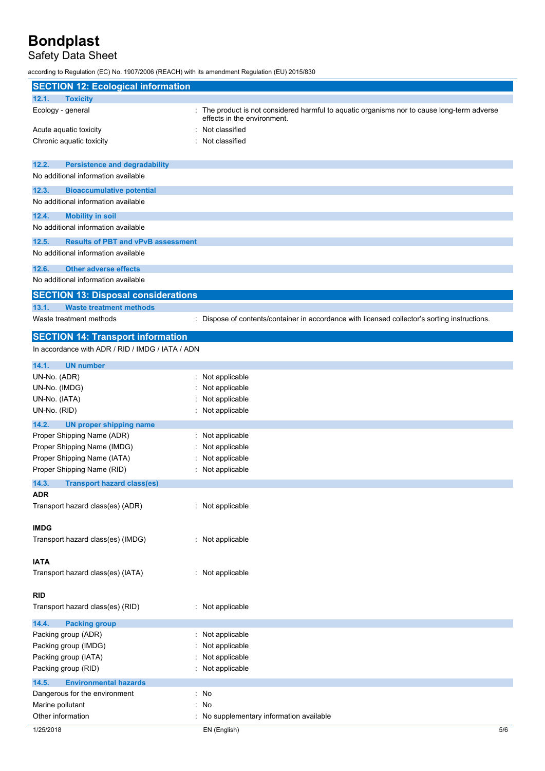## SECTION 12: Ecological information

### 12.1. Toxicity

| | |
|---|---|
| Ecology - general | : The product is not considered harmful to aquatic organisms nor to cause long-term adverse effects in the environment. |
| Acute aquatic toxicity | : Not classified |
| Chronic aquatic toxicity | : Not classified |

### 12.2. Persistence and degradability

No additional information available

### 12.3. Bioaccumulative potential

No additional information available

### 12.4. Mobility in soil

No additional information available

### 12.5. Results of PBT and vPvB assessment

No additional information available

### 12.6. Other adverse effects

No additional information available

## SECTION 13: Disposal considerations

### 13.1. Waste treatment methods

| | |
|---|---|
| Waste treatment methods | : Dispose of contents/container in accordance with licensed collector's sorting instructions. |

## SECTION 14: Transport information

In accordance with ADR / RID / IMDG / IATA / ADN

### 14.1. UN number

| | |
|---|---|
| UN-No. (ADR) | : Not applicable |
| UN-No. (IMDG) | : Not applicable |
| UN-No. (IATA) | : Not applicable |
| UN-No. (RID) | : Not applicable |

### 14.2. UN proper shipping name

| | |
|---|---|
| Proper Shipping Name (ADR) | : Not applicable |
| Proper Shipping Name (IMDG) | : Not applicable |
| Proper Shipping Name (IATA) | : Not applicable |
| Proper Shipping Name (RID) | : Not applicable |

### 14.3. Transport hazard class(es)

**ADR**

| | |
|---|---|
| Transport hazard class(es) (ADR) | : Not applicable |

**IMDG**

| | |
|---|---|
| Transport hazard class(es) (IMDG) | : Not applicable |

**IATA**

| | |
|---|---|
| Transport hazard class(es) (IATA) | : Not applicable |

**RID**

| | |
|---|---|
| Transport hazard class(es) (RID) | : Not applicable |

### 14.4. Packing group

| | |
|---|---|
| Packing group (ADR) | : Not applicable |
| Packing group (IMDG) | : Not applicable |
| Packing group (IATA) | : Not applicable |
| Packing group (RID) | : Not applicable |

### 14.5. Environmental hazards

| | |
|---|---|
| Dangerous for the environment | : No |
| Marine pollutant | : No |
| Other information | : No supplementary information available |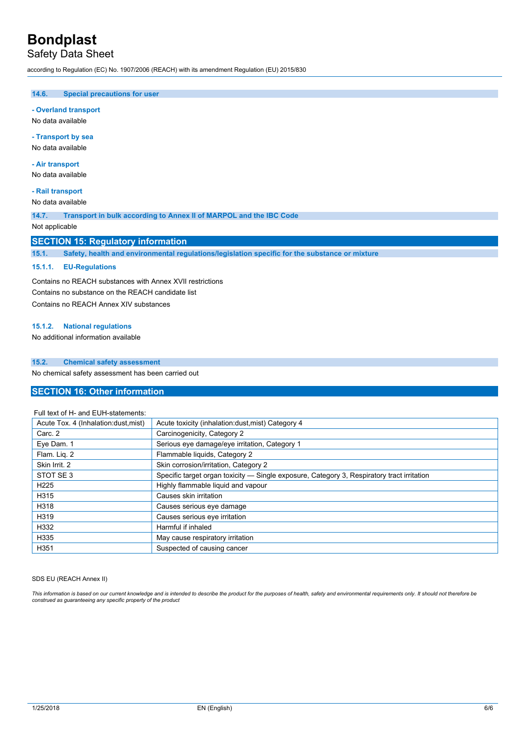### 14.6. Special precautions for user

**- Overland transport**

No data available

**- Transport by sea**

No data available

**- Air transport**

No data available

**- Rail transport**

No data available

### 14.7. Transport in bulk according to Annex II of MARPOL and the IBC Code

Not applicable

## SECTION 15: Regulatory information

### 15.1. Safety, health and environmental regulations/legislation specific for the substance or mixture

#### 15.1.1. EU-Regulations

Contains no REACH substances with Annex XVII restrictions

Contains no substance on the REACH candidate list

Contains no REACH Annex XIV substances

#### 15.1.2. National regulations

No additional information available

### 15.2. Chemical safety assessment

No chemical safety assessment has been carried out

## SECTION 16: Other information

Full text of H- and EUH-statements:

| | |
|---|---|
| Acute Tox. 4 (Inhalation:dust,mist) | Acute toxicity (inhalation:dust,mist) Category 4 |
| Carc. 2 | Carcinogenicity, Category 2 |
| Eye Dam. 1 | Serious eye damage/eye irritation, Category 1 |
| Flam. Liq. 2 | Flammable liquids, Category 2 |
| Skin Irrit. 2 | Skin corrosion/irritation, Category 2 |
| STOT SE 3 | Specific target organ toxicity — Single exposure, Category 3, Respiratory tract irritation |
| H225 | Highly flammable liquid and vapour |
| H315 | Causes skin irritation |
| H318 | Causes serious eye damage |
| H319 | Causes serious eye irritation |
| H332 | Harmful if inhaled |
| H335 | May cause respiratory irritation |
| H351 | Suspected of causing cancer |

SDS EU (REACH Annex II)

*This information is based on our current knowledge and is intended to describe the product for the purposes of health, safety and environmental requirements only. It should not therefore be construed as guaranteeing any specific property of the product*